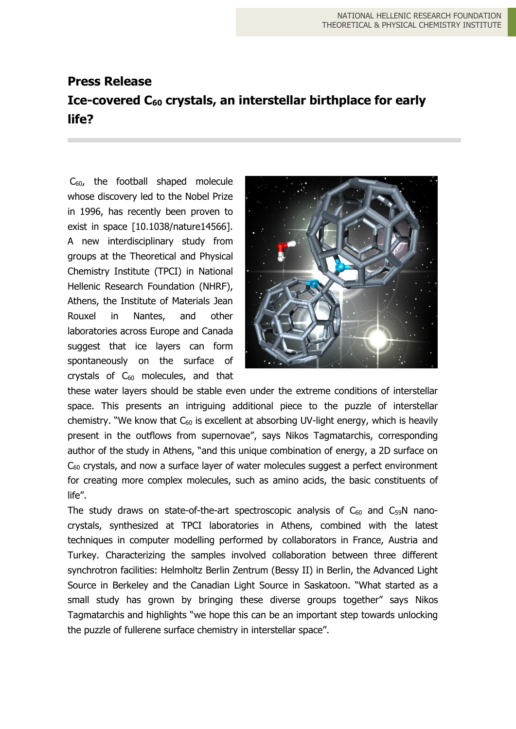## Press Release

## Ice-covered $C_{60}$ crystals, an interstellar birthplace for early life?

$C_{60}$, the football shaped molecule whose discovery led to the Nobel Prize in 1996, has recently been proven to exist in space [10.1038/nature14566]. A new interdisciplinary study from groups at the Theoretical and Physical Chemistry Institute (TPCI) in National Hellenic Research Foundation (NHRF), Athens, the Institute of Materials Jean Rouxel in Nantes, and other laboratories across Europe and Canada suggest that ice layers can form spontaneously on the surface of crystals of $C_{60}$ molecules, and that these water layers should be stable even under the extreme conditions of interstellar space. This presents an intriguing additional piece to the puzzle of interstellar chemistry. "We know that $C_{60}$ is excellent at absorbing UV-light energy, which is heavily present in the outflows from supernovae", says Nikos Tagmatarchis, corresponding author of the study in Athens, "and this unique combination of energy, a 2D surface on $C_{60}$ crystals, and now a surface layer of water molecules suggest a perfect environment for creating more complex molecules, such as amino acids, the basic constituents of life".

The study draws on state-of-the-art spectroscopic analysis of $C_{60}$ and $C_{59}N$ nano-crystals, synthesized at TPCI laboratories in Athens, combined with the latest techniques in computer modelling performed by collaborators in France, Austria and Turkey. Characterizing the samples involved collaboration between three different synchrotron facilities: Helmholtz Berlin Zentrum (Bessy II) in Berlin, the Advanced Light Source in Berkeley and the Canadian Light Source in Saskatoon. "What started as a small study has grown by bringing these diverse groups together" says Nikos Tagmatarchis and highlights "we hope this can be an important step towards unlocking the puzzle of fullerene surface chemistry in interstellar space".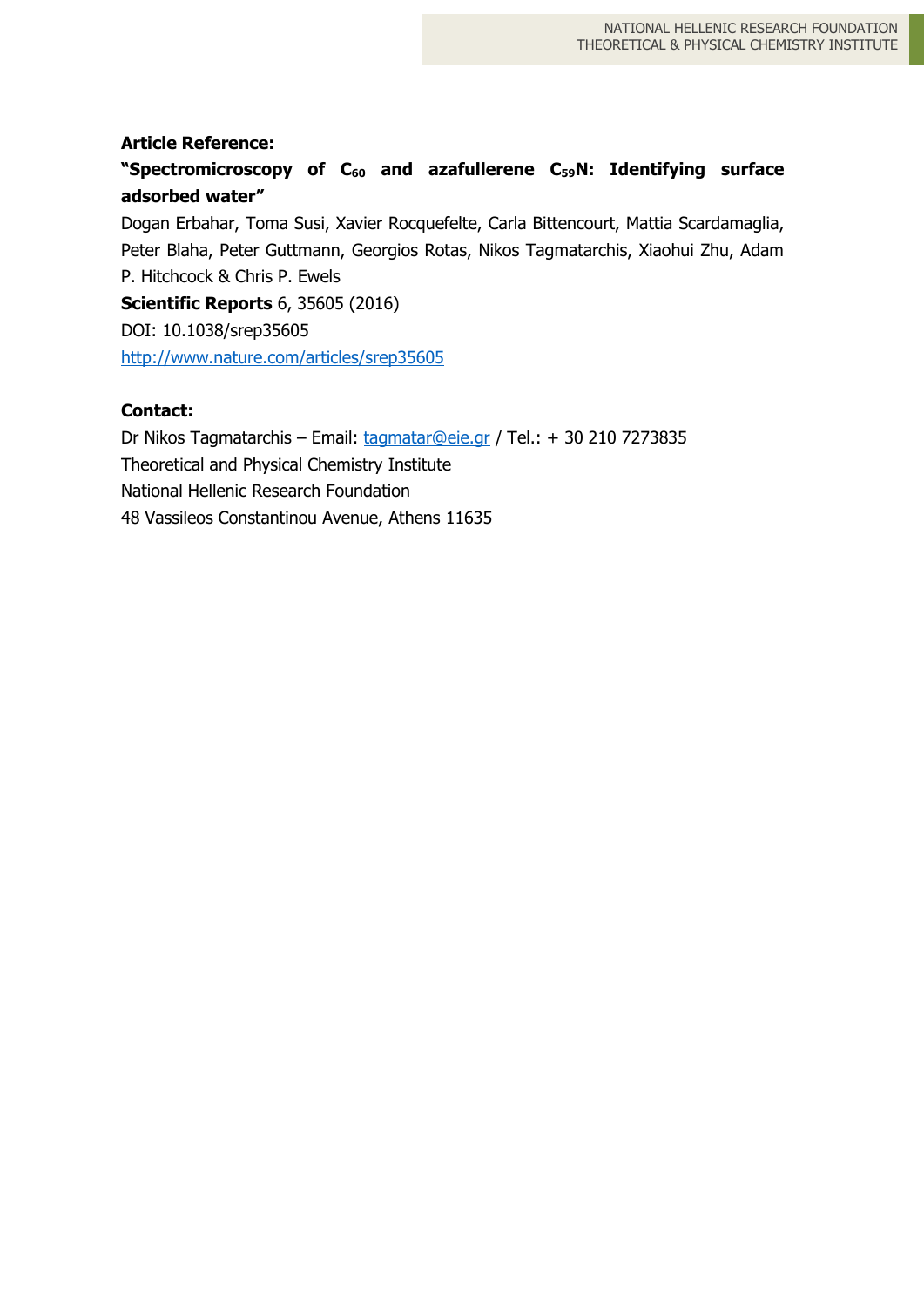**Article Reference:**

**"Spectromicroscopy of $C_{60}$ and azafullerene $C_{59}N$: Identifying surface adsorbed water"**

Dogan Erbahar, Toma Susi, Xavier Rocquefelte, Carla Bittencourt, Mattia Scardamaglia, Peter Blaha, Peter Guttmann, Georgios Rotas, Nikos Tagmatarchis, Xiaohui Zhu, Adam P. Hitchcock & Chris P. Ewels

**Scientific Reports** 6, 35605 (2016)

DOI: 10.1038/srep35605

http://www.nature.com/articles/srep35605

**Contact:**

Dr Nikos Tagmatarchis – Email: tagmatar@eie.gr / Tel.: + 30 210 7273835

Theoretical and Physical Chemistry Institute

National Hellenic Research Foundation

48 Vassileos Constantinou Avenue, Athens 11635